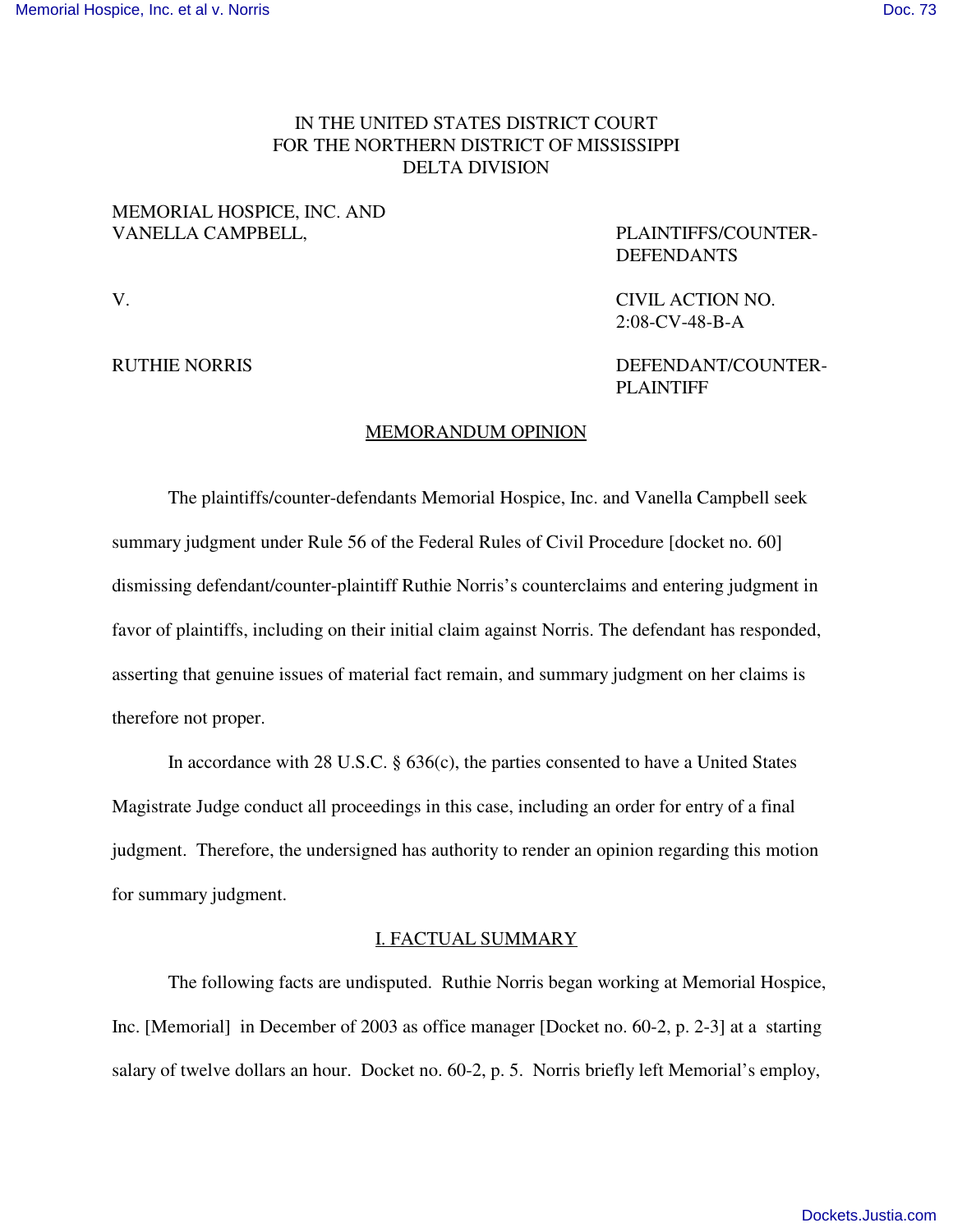IN THE UNITED STATES DISTRICT COURT
FOR THE NORTHERN DISTRICT OF MISSISSIPPI
DELTA DIVISION

MEMORIAL HOSPICE, INC. AND VANELLA CAMPBELL, — PLAINTIFFS/COUNTER-DEFENDANTS

V. — CIVIL ACTION NO. 2:08-CV-48-B-A

RUTHIE NORRIS — DEFENDANT/COUNTER-PLAINTIFF

## MEMORANDUM OPINION

The plaintiffs/counter-defendants Memorial Hospice, Inc. and Vanella Campbell seek summary judgment under Rule 56 of the Federal Rules of Civil Procedure [docket no. 60] dismissing defendant/counter-plaintiff Ruthie Norris's counterclaims and entering judgment in favor of plaintiffs, including on their initial claim against Norris. The defendant has responded, asserting that genuine issues of material fact remain, and summary judgment on her claims is therefore not proper.

In accordance with 28 U.S.C. § 636(c), the parties consented to have a United States Magistrate Judge conduct all proceedings in this case, including an order for entry of a final judgment. Therefore, the undersigned has authority to render an opinion regarding this motion for summary judgment.

## I. FACTUAL SUMMARY

The following facts are undisputed. Ruthie Norris began working at Memorial Hospice, Inc. [Memorial] in December of 2003 as office manager [Docket no. 60-2, p. 2-3] at a starting salary of twelve dollars an hour. Docket no. 60-2, p. 5. Norris briefly left Memorial's employ,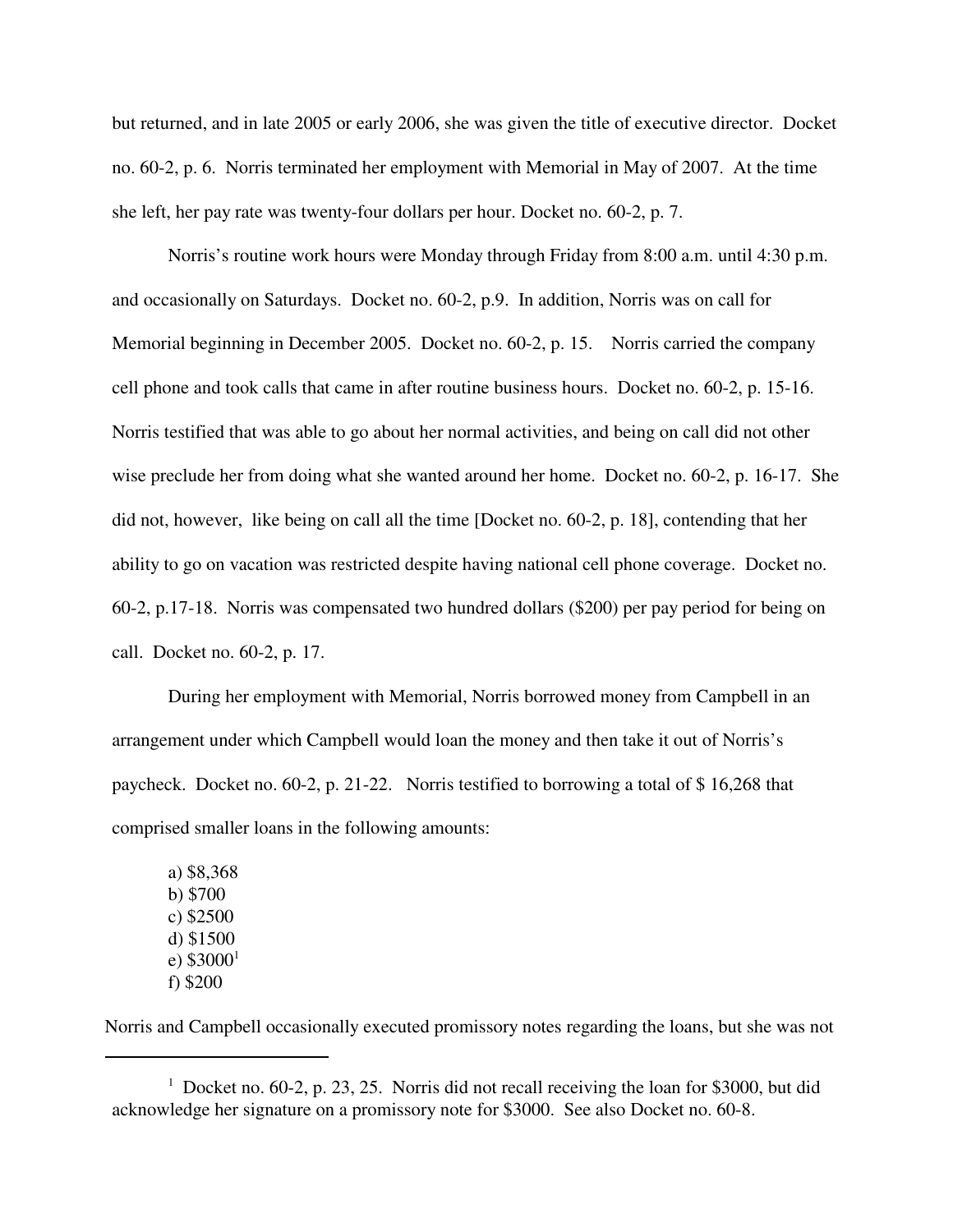but returned, and in late 2005 or early 2006, she was given the title of executive director. Docket no. 60-2, p. 6. Norris terminated her employment with Memorial in May of 2007. At the time she left, her pay rate was twenty-four dollars per hour. Docket no. 60-2, p. 7.

Norris's routine work hours were Monday through Friday from 8:00 a.m. until 4:30 p.m. and occasionally on Saturdays. Docket no. 60-2, p.9. In addition, Norris was on call for Memorial beginning in December 2005. Docket no. 60-2, p. 15. Norris carried the company cell phone and took calls that came in after routine business hours. Docket no. 60-2, p. 15-16. Norris testified that was able to go about her normal activities, and being on call did not other wise preclude her from doing what she wanted around her home. Docket no. 60-2, p. 16-17. She did not, however, like being on call all the time [Docket no. 60-2, p. 18], contending that her ability to go on vacation was restricted despite having national cell phone coverage. Docket no. 60-2, p.17-18. Norris was compensated two hundred dollars ($200) per pay period for being on call. Docket no. 60-2, p. 17.

During her employment with Memorial, Norris borrowed money from Campbell in an arrangement under which Campbell would loan the money and then take it out of Norris's paycheck. Docket no. 60-2, p. 21-22. Norris testified to borrowing a total of $ 16,268 that comprised smaller loans in the following amounts:

a) $8,368
b) $700
c) $2500
d) $1500
e) $3000[1]
f) $200

Norris and Campbell occasionally executed promissory notes regarding the loans, but she was not

[1] Docket no. 60-2, p. 23, 25. Norris did not recall receiving the loan for $3000, but did acknowledge her signature on a promissory note for $3000. See also Docket no. 60-8.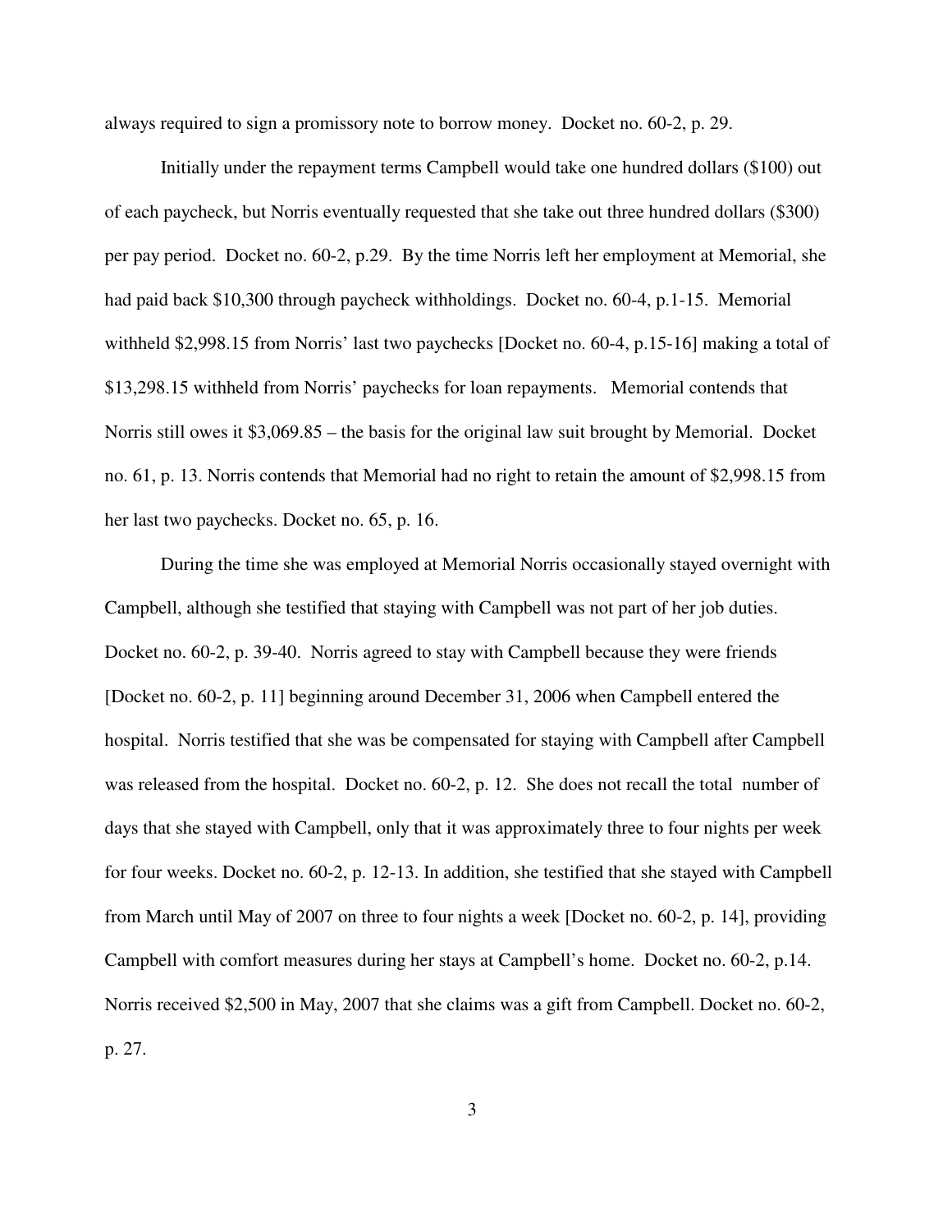always required to sign a promissory note to borrow money. Docket no. 60-2, p. 29.

Initially under the repayment terms Campbell would take one hundred dollars ($100) out of each paycheck, but Norris eventually requested that she take out three hundred dollars ($300) per pay period. Docket no. 60-2, p.29. By the time Norris left her employment at Memorial, she had paid back $10,300 through paycheck withholdings. Docket no. 60-4, p.1-15. Memorial withheld $2,998.15 from Norris' last two paychecks [Docket no. 60-4, p.15-16] making a total of $13,298.15 withheld from Norris' paychecks for loan repayments. Memorial contends that Norris still owes it $3,069.85 – the basis for the original law suit brought by Memorial. Docket no. 61, p. 13. Norris contends that Memorial had no right to retain the amount of $2,998.15 from her last two paychecks. Docket no. 65, p. 16.

During the time she was employed at Memorial Norris occasionally stayed overnight with Campbell, although she testified that staying with Campbell was not part of her job duties. Docket no. 60-2, p. 39-40. Norris agreed to stay with Campbell because they were friends [Docket no. 60-2, p. 11] beginning around December 31, 2006 when Campbell entered the hospital. Norris testified that she was be compensated for staying with Campbell after Campbell was released from the hospital. Docket no. 60-2, p. 12. She does not recall the total number of days that she stayed with Campbell, only that it was approximately three to four nights per week for four weeks. Docket no. 60-2, p. 12-13. In addition, she testified that she stayed with Campbell from March until May of 2007 on three to four nights a week [Docket no. 60-2, p. 14], providing Campbell with comfort measures during her stays at Campbell's home. Docket no. 60-2, p.14. Norris received $2,500 in May, 2007 that she claims was a gift from Campbell. Docket no. 60-2, p. 27.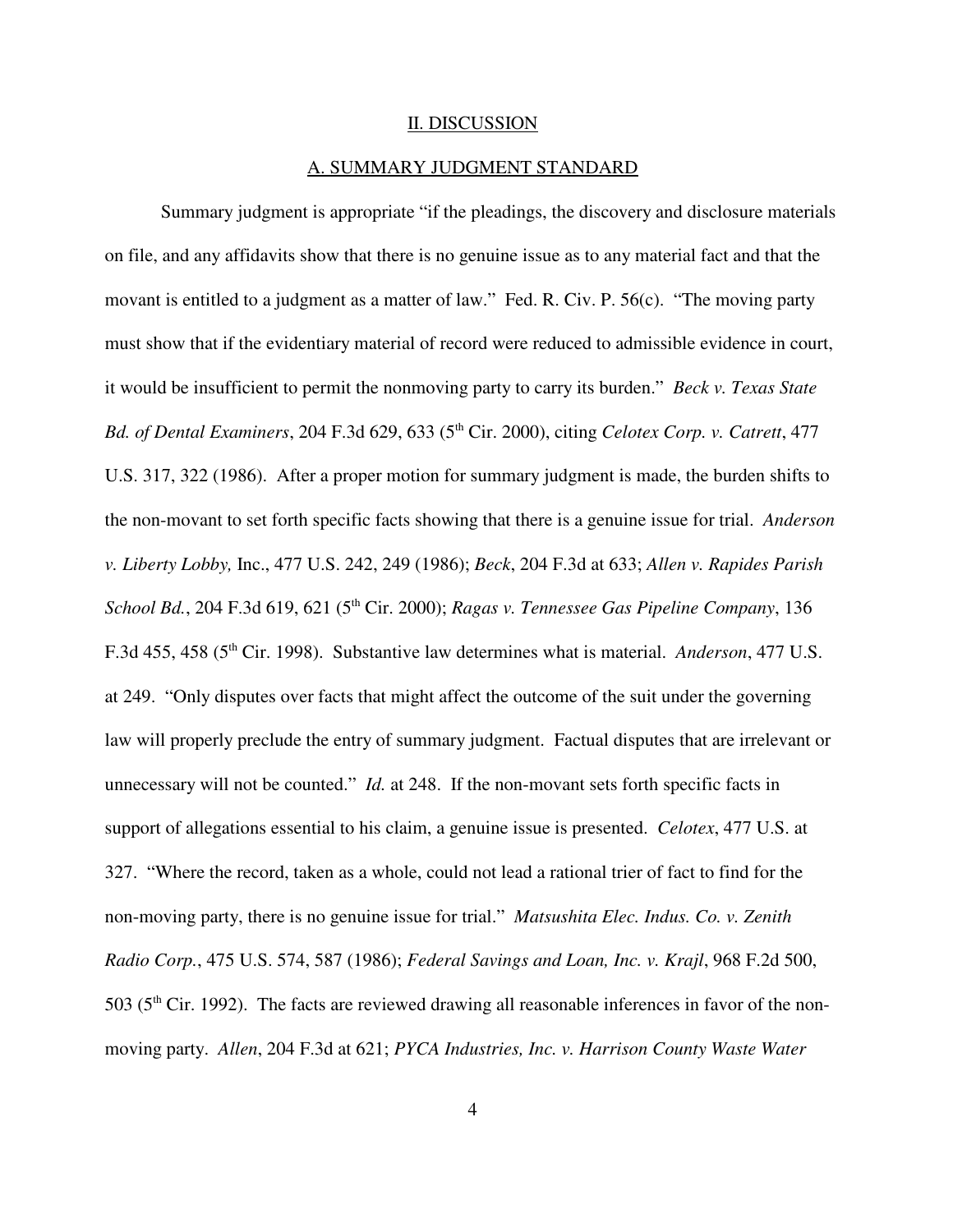## II. DISCUSSION

### A. SUMMARY JUDGMENT STANDARD

Summary judgment is appropriate "if the pleadings, the discovery and disclosure materials on file, and any affidavits show that there is no genuine issue as to any material fact and that the movant is entitled to a judgment as a matter of law." Fed. R. Civ. P. 56(c). "The moving party must show that if the evidentiary material of record were reduced to admissible evidence in court, it would be insufficient to permit the nonmoving party to carry its burden." *Beck v. Texas State Bd. of Dental Examiners*, 204 F.3d 629, 633 (5th Cir. 2000), citing *Celotex Corp. v. Catrett*, 477 U.S. 317, 322 (1986). After a proper motion for summary judgment is made, the burden shifts to the non-movant to set forth specific facts showing that there is a genuine issue for trial. *Anderson v. Liberty Lobby,* Inc., 477 U.S. 242, 249 (1986); *Beck*, 204 F.3d at 633; *Allen v. Rapides Parish School Bd.*, 204 F.3d 619, 621 (5th Cir. 2000); *Ragas v. Tennessee Gas Pipeline Company*, 136 F.3d 455, 458 (5th Cir. 1998). Substantive law determines what is material. *Anderson*, 477 U.S. at 249. "Only disputes over facts that might affect the outcome of the suit under the governing law will properly preclude the entry of summary judgment. Factual disputes that are irrelevant or unnecessary will not be counted." *Id.* at 248. If the non-movant sets forth specific facts in support of allegations essential to his claim, a genuine issue is presented. *Celotex*, 477 U.S. at 327. "Where the record, taken as a whole, could not lead a rational trier of fact to find for the non-moving party, there is no genuine issue for trial." *Matsushita Elec. Indus. Co. v. Zenith Radio Corp.*, 475 U.S. 574, 587 (1986); *Federal Savings and Loan, Inc. v. Krajl*, 968 F.2d 500, 503 (5th Cir. 1992). The facts are reviewed drawing all reasonable inferences in favor of the non-moving party. *Allen*, 204 F.3d at 621; *PYCA Industries, Inc. v. Harrison County Waste Water*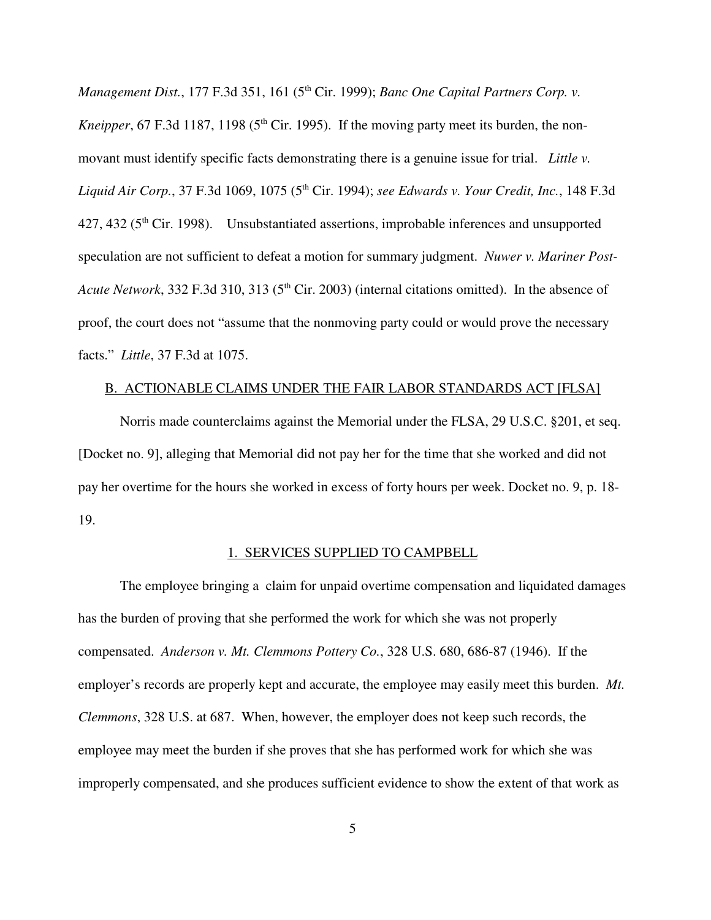*Management Dist.*, 177 F.3d 351, 161 (5th Cir. 1999); *Banc One Capital Partners Corp. v. Kneipper*, 67 F.3d 1187, 1198 (5th Cir. 1995). If the moving party meet its burden, the non-movant must identify specific facts demonstrating there is a genuine issue for trial. *Little v. Liquid Air Corp.*, 37 F.3d 1069, 1075 (5th Cir. 1994); *see Edwards v. Your Credit, Inc.*, 148 F.3d 427, 432 (5th Cir. 1998). Unsubstantiated assertions, improbable inferences and unsupported speculation are not sufficient to defeat a motion for summary judgment. *Nuwer v. Mariner Post-Acute Network*, 332 F.3d 310, 313 (5th Cir. 2003) (internal citations omitted). In the absence of proof, the court does not "assume that the nonmoving party could or would prove the necessary facts." *Little*, 37 F.3d at 1075.

## B. ACTIONABLE CLAIMS UNDER THE FAIR LABOR STANDARDS ACT [FLSA]

Norris made counterclaims against the Memorial under the FLSA, 29 U.S.C. §201, et seq. [Docket no. 9], alleging that Memorial did not pay her for the time that she worked and did not pay her overtime for the hours she worked in excess of forty hours per week. Docket no. 9, p. 18-19.

### 1. SERVICES SUPPLIED TO CAMPBELL

The employee bringing a claim for unpaid overtime compensation and liquidated damages has the burden of proving that she performed the work for which she was not properly compensated. *Anderson v. Mt. Clemmons Pottery Co.*, 328 U.S. 680, 686-87 (1946). If the employer's records are properly kept and accurate, the employee may easily meet this burden. *Mt. Clemmons*, 328 U.S. at 687. When, however, the employer does not keep such records, the employee may meet the burden if she proves that she has performed work for which she was improperly compensated, and she produces sufficient evidence to show the extent of that work as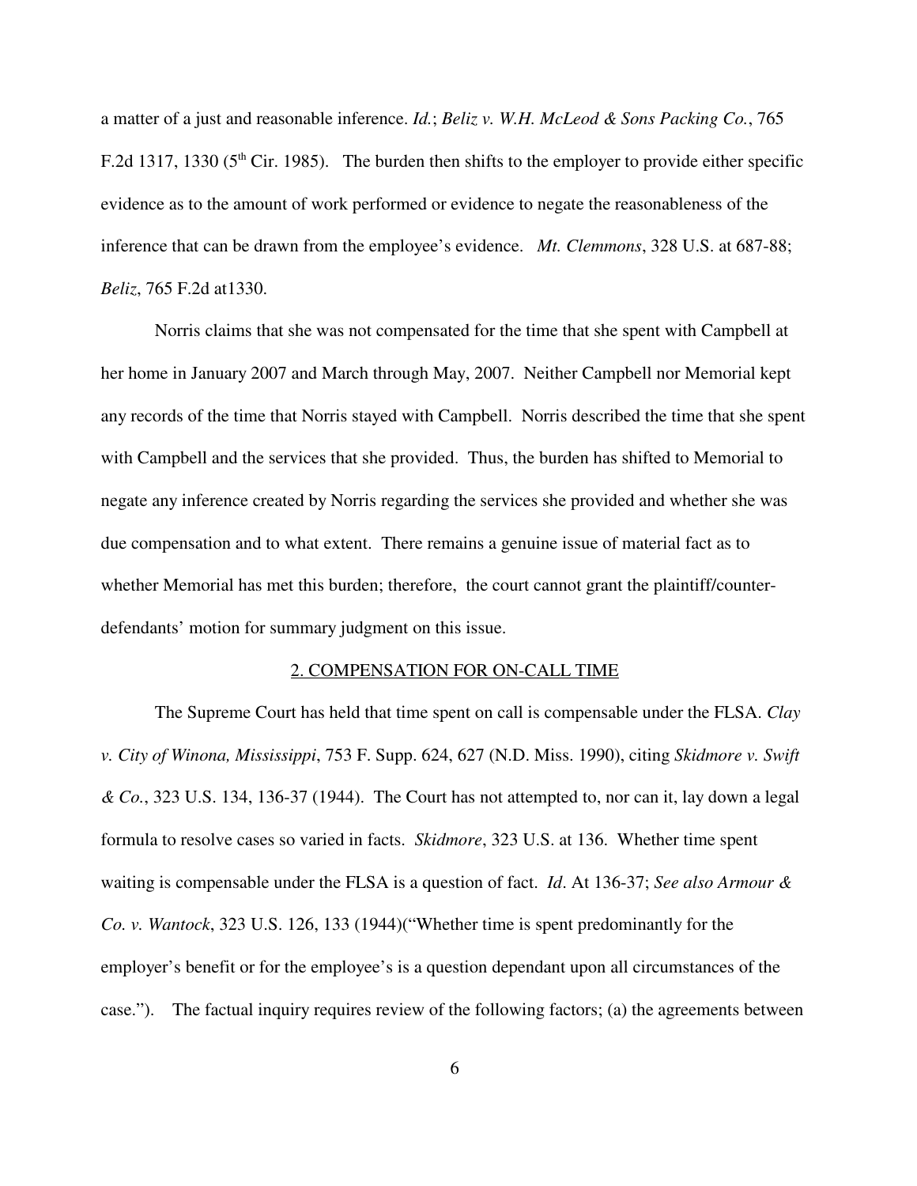a matter of a just and reasonable inference. *Id.*; *Beliz v. W.H. McLeod & Sons Packing Co.*, 765 F.2d 1317, 1330 (5th Cir. 1985). The burden then shifts to the employer to provide either specific evidence as to the amount of work performed or evidence to negate the reasonableness of the inference that can be drawn from the employee's evidence. *Mt. Clemmons*, 328 U.S. at 687-88; *Beliz*, 765 F.2d at1330.

Norris claims that she was not compensated for the time that she spent with Campbell at her home in January 2007 and March through May, 2007. Neither Campbell nor Memorial kept any records of the time that Norris stayed with Campbell. Norris described the time that she spent with Campbell and the services that she provided. Thus, the burden has shifted to Memorial to negate any inference created by Norris regarding the services she provided and whether she was due compensation and to what extent. There remains a genuine issue of material fact as to whether Memorial has met this burden; therefore, the court cannot grant the plaintiff/counter-defendants' motion for summary judgment on this issue.

## 2. COMPENSATION FOR ON-CALL TIME

The Supreme Court has held that time spent on call is compensable under the FLSA. *Clay v. City of Winona, Mississippi*, 753 F. Supp. 624, 627 (N.D. Miss. 1990), citing *Skidmore v. Swift & Co.*, 323 U.S. 134, 136-37 (1944). The Court has not attempted to, nor can it, lay down a legal formula to resolve cases so varied in facts. *Skidmore*, 323 U.S. at 136. Whether time spent waiting is compensable under the FLSA is a question of fact. *Id*. At 136-37; *See also Armour & Co. v. Wantock*, 323 U.S. 126, 133 (1944)("Whether time is spent predominantly for the employer's benefit or for the employee's is a question dependant upon all circumstances of the case."). The factual inquiry requires review of the following factors; (a) the agreements between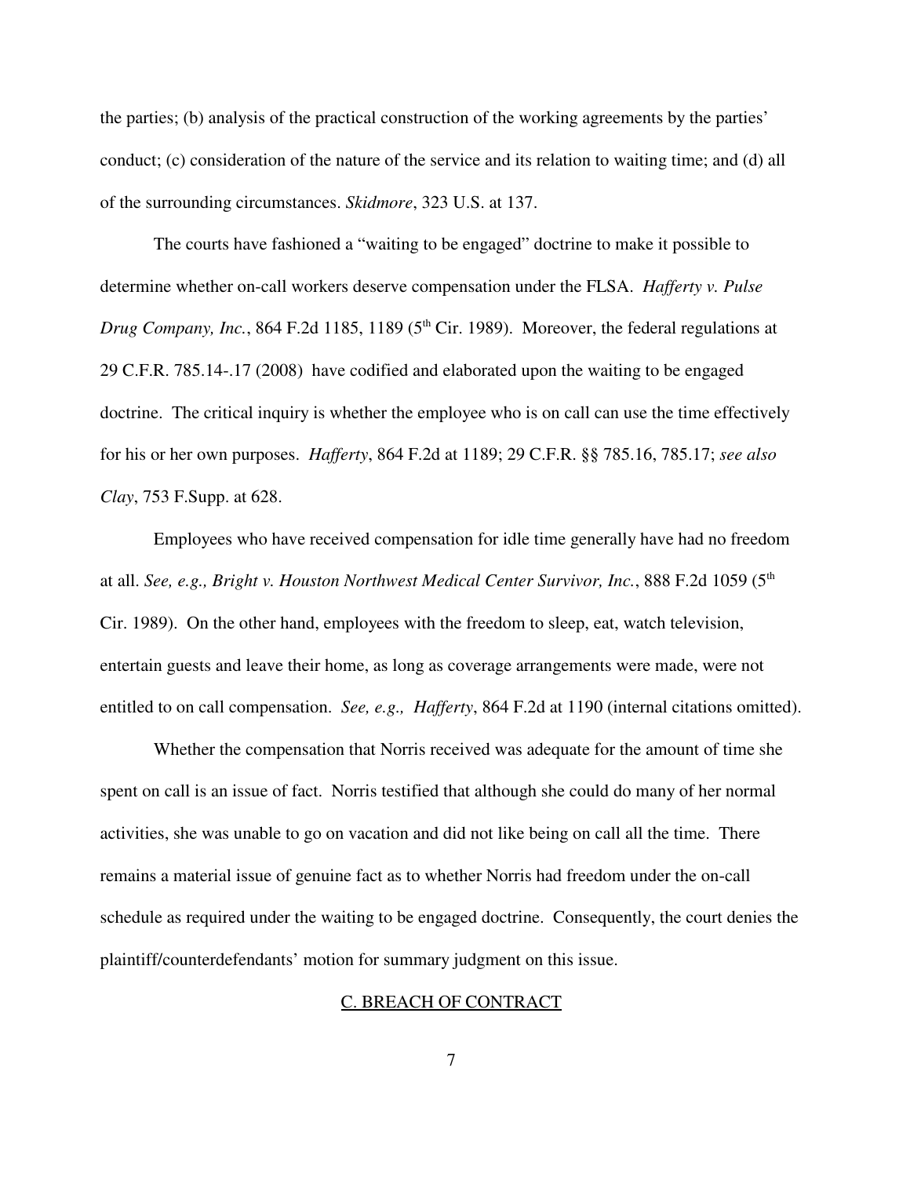the parties; (b) analysis of the practical construction of the working agreements by the parties' conduct; (c) consideration of the nature of the service and its relation to waiting time; and (d) all of the surrounding circumstances. *Skidmore*, 323 U.S. at 137.

The courts have fashioned a "waiting to be engaged" doctrine to make it possible to determine whether on-call workers deserve compensation under the FLSA. *Hafferty v. Pulse Drug Company, Inc.*, 864 F.2d 1185, 1189 (5th Cir. 1989). Moreover, the federal regulations at 29 C.F.R. 785.14-.17 (2008) have codified and elaborated upon the waiting to be engaged doctrine. The critical inquiry is whether the employee who is on call can use the time effectively for his or her own purposes. *Hafferty*, 864 F.2d at 1189; 29 C.F.R. §§ 785.16, 785.17; *see also Clay*, 753 F.Supp. at 628.

Employees who have received compensation for idle time generally have had no freedom at all. *See, e.g., Bright v. Houston Northwest Medical Center Survivor, Inc.*, 888 F.2d 1059 (5th Cir. 1989). On the other hand, employees with the freedom to sleep, eat, watch television, entertain guests and leave their home, as long as coverage arrangements were made, were not entitled to on call compensation. *See, e.g., Hafferty*, 864 F.2d at 1190 (internal citations omitted).

Whether the compensation that Norris received was adequate for the amount of time she spent on call is an issue of fact. Norris testified that although she could do many of her normal activities, she was unable to go on vacation and did not like being on call all the time. There remains a material issue of genuine fact as to whether Norris had freedom under the on-call schedule as required under the waiting to be engaged doctrine. Consequently, the court denies the plaintiff/counterdefendants' motion for summary judgment on this issue.

## C. BREACH OF CONTRACT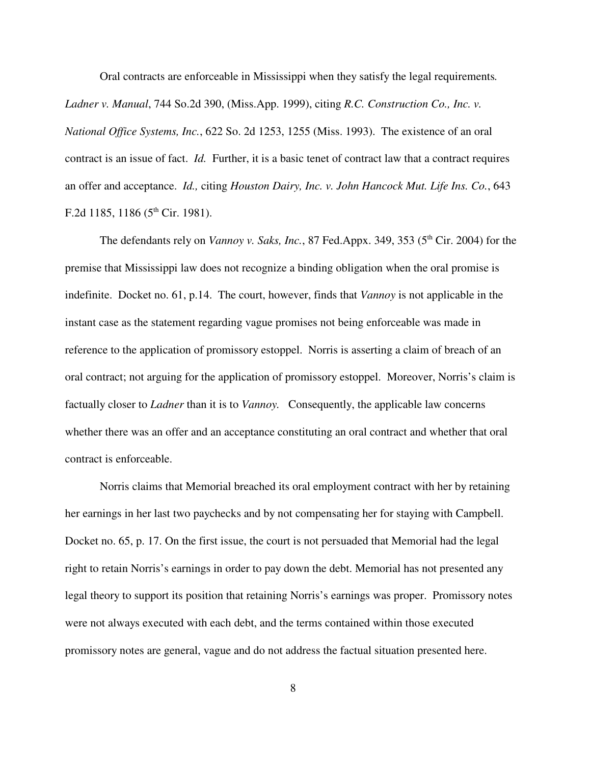Oral contracts are enforceable in Mississippi when they satisfy the legal requirements*. Ladner v. Manual*, 744 So.2d 390, (Miss.App. 1999), citing *R.C. Construction Co., Inc. v. National Office Systems, Inc.*, 622 So. 2d 1253, 1255 (Miss. 1993). The existence of an oral contract is an issue of fact. *Id.* Further, it is a basic tenet of contract law that a contract requires an offer and acceptance. *Id.,* citing *Houston Dairy, Inc. v. John Hancock Mut. Life Ins. Co.*, 643 F.2d 1185, 1186 (5th Cir. 1981).

The defendants rely on *Vannoy v. Saks, Inc.*, 87 Fed.Appx. 349, 353 (5th Cir. 2004) for the premise that Mississippi law does not recognize a binding obligation when the oral promise is indefinite. Docket no. 61, p.14. The court, however, finds that *Vannoy* is not applicable in the instant case as the statement regarding vague promises not being enforceable was made in reference to the application of promissory estoppel. Norris is asserting a claim of breach of an oral contract; not arguing for the application of promissory estoppel. Moreover, Norris's claim is factually closer to *Ladner* than it is to *Vannoy.* Consequently, the applicable law concerns whether there was an offer and an acceptance constituting an oral contract and whether that oral contract is enforceable.

Norris claims that Memorial breached its oral employment contract with her by retaining her earnings in her last two paychecks and by not compensating her for staying with Campbell. Docket no. 65, p. 17. On the first issue, the court is not persuaded that Memorial had the legal right to retain Norris's earnings in order to pay down the debt. Memorial has not presented any legal theory to support its position that retaining Norris's earnings was proper. Promissory notes were not always executed with each debt, and the terms contained within those executed promissory notes are general, vague and do not address the factual situation presented here.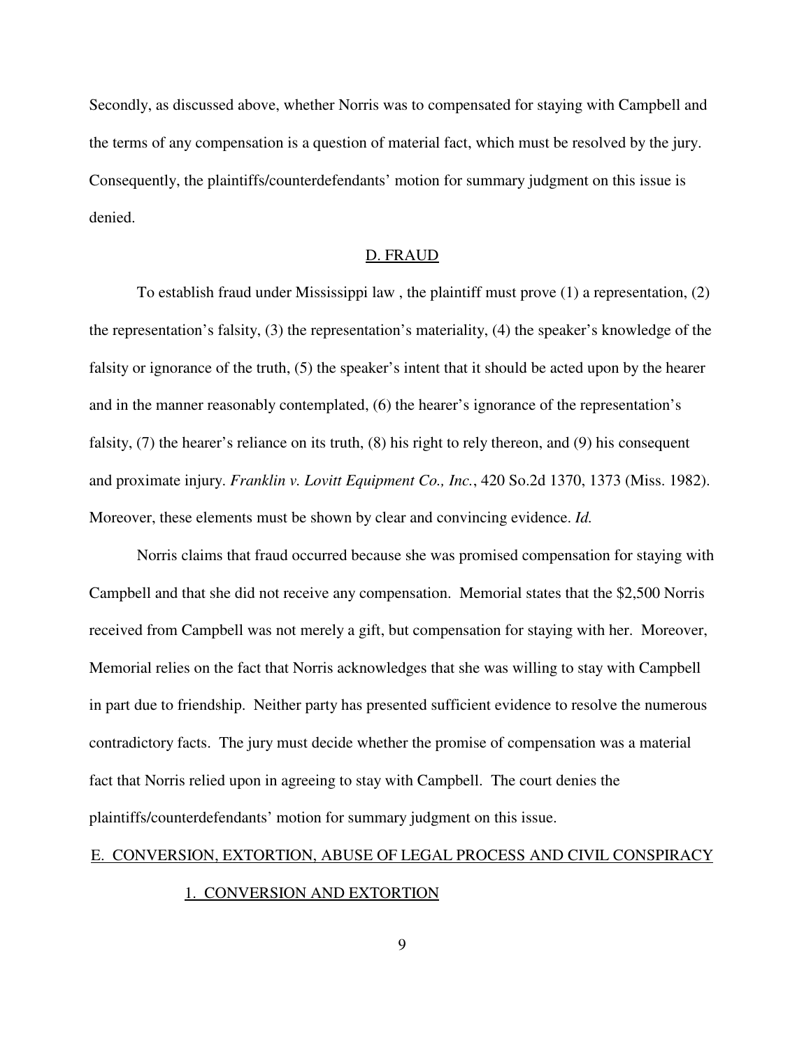Secondly, as discussed above, whether Norris was to compensated for staying with Campbell and the terms of any compensation is a question of material fact, which must be resolved by the jury. Consequently, the plaintiffs/counterdefendants' motion for summary judgment on this issue is denied.

## D. FRAUD

To establish fraud under Mississippi law , the plaintiff must prove (1) a representation, (2) the representation's falsity, (3) the representation's materiality, (4) the speaker's knowledge of the falsity or ignorance of the truth, (5) the speaker's intent that it should be acted upon by the hearer and in the manner reasonably contemplated, (6) the hearer's ignorance of the representation's falsity, (7) the hearer's reliance on its truth, (8) his right to rely thereon, and (9) his consequent and proximate injury. *Franklin v. Lovitt Equipment Co., Inc.*, 420 So.2d 1370, 1373 (Miss. 1982). Moreover, these elements must be shown by clear and convincing evidence. *Id.*

Norris claims that fraud occurred because she was promised compensation for staying with Campbell and that she did not receive any compensation. Memorial states that the $2,500 Norris received from Campbell was not merely a gift, but compensation for staying with her. Moreover, Memorial relies on the fact that Norris acknowledges that she was willing to stay with Campbell in part due to friendship. Neither party has presented sufficient evidence to resolve the numerous contradictory facts. The jury must decide whether the promise of compensation was a material fact that Norris relied upon in agreeing to stay with Campbell. The court denies the plaintiffs/counterdefendants' motion for summary judgment on this issue.

## E. CONVERSION, EXTORTION, ABUSE OF LEGAL PROCESS AND CIVIL CONSPIRACY

### 1. CONVERSION AND EXTORTION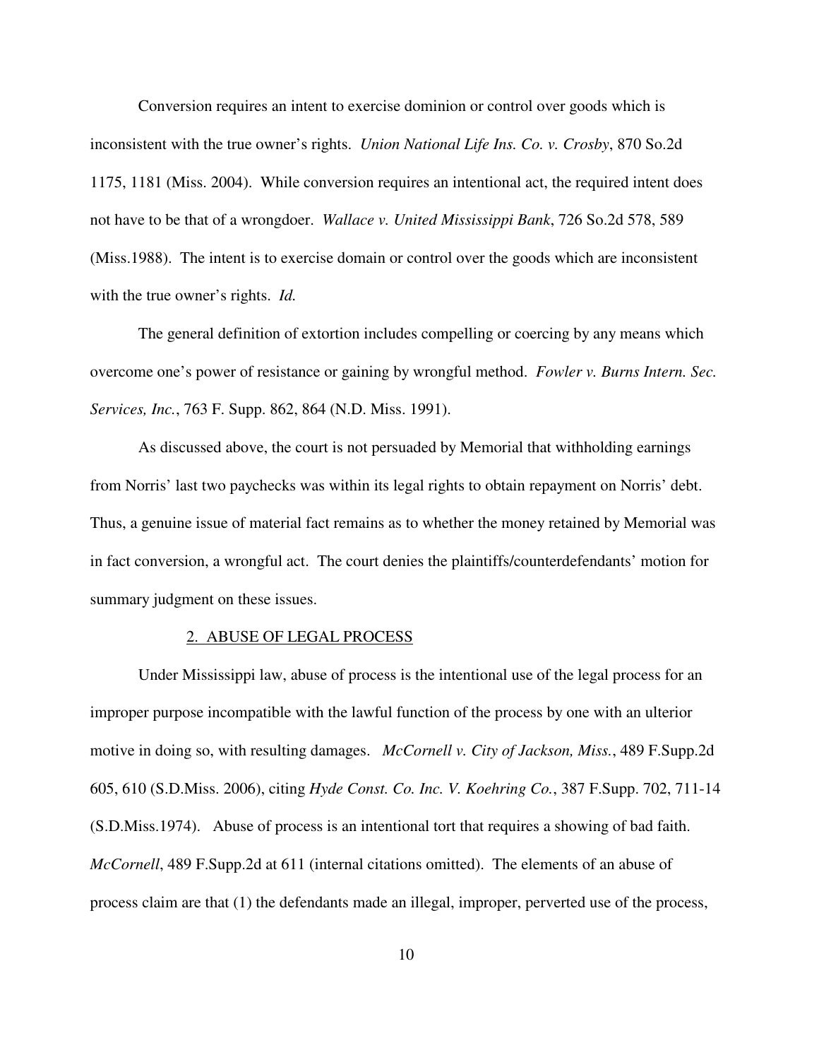Conversion requires an intent to exercise dominion or control over goods which is inconsistent with the true owner's rights. *Union National Life Ins. Co. v. Crosby*, 870 So.2d 1175, 1181 (Miss. 2004). While conversion requires an intentional act, the required intent does not have to be that of a wrongdoer. *Wallace v. United Mississippi Bank*, 726 So.2d 578, 589 (Miss.1988). The intent is to exercise domain or control over the goods which are inconsistent with the true owner's rights. *Id.*

The general definition of extortion includes compelling or coercing by any means which overcome one's power of resistance or gaining by wrongful method. *Fowler v. Burns Intern. Sec. Services, Inc.*, 763 F. Supp. 862, 864 (N.D. Miss. 1991).

As discussed above, the court is not persuaded by Memorial that withholding earnings from Norris' last two paychecks was within its legal rights to obtain repayment on Norris' debt. Thus, a genuine issue of material fact remains as to whether the money retained by Memorial was in fact conversion, a wrongful act. The court denies the plaintiffs/counterdefendants' motion for summary judgment on these issues.

2. ABUSE OF LEGAL PROCESS

Under Mississippi law, abuse of process is the intentional use of the legal process for an improper purpose incompatible with the lawful function of the process by one with an ulterior motive in doing so, with resulting damages. *McCornell v. City of Jackson, Miss.*, 489 F.Supp.2d 605, 610 (S.D.Miss. 2006), citing *Hyde Const. Co. Inc. V. Koehring Co.*, 387 F.Supp. 702, 711-14 (S.D.Miss.1974). Abuse of process is an intentional tort that requires a showing of bad faith. *McCornell*, 489 F.Supp.2d at 611 (internal citations omitted). The elements of an abuse of process claim are that (1) the defendants made an illegal, improper, perverted use of the process,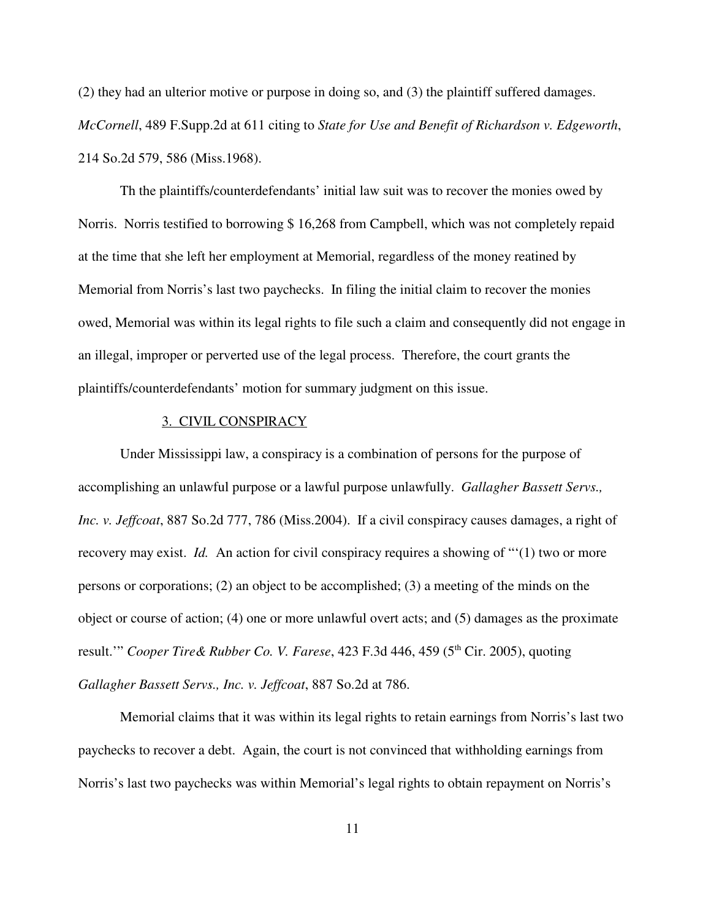(2) they had an ulterior motive or purpose in doing so, and (3) the plaintiff suffered damages. *McCornell*, 489 F.Supp.2d at 611 citing to *State for Use and Benefit of Richardson v. Edgeworth*, 214 So.2d 579, 586 (Miss.1968).

Th the plaintiffs/counterdefendants' initial law suit was to recover the monies owed by Norris. Norris testified to borrowing $ 16,268 from Campbell, which was not completely repaid at the time that she left her employment at Memorial, regardless of the money reatined by Memorial from Norris's last two paychecks. In filing the initial claim to recover the monies owed, Memorial was within its legal rights to file such a claim and consequently did not engage in an illegal, improper or perverted use of the legal process. Therefore, the court grants the plaintiffs/counterdefendants' motion for summary judgment on this issue.

### 3. CIVIL CONSPIRACY

Under Mississippi law, a conspiracy is a combination of persons for the purpose of accomplishing an unlawful purpose or a lawful purpose unlawfully. *Gallagher Bassett Servs., Inc. v. Jeffcoat*, 887 So.2d 777, 786 (Miss.2004). If a civil conspiracy causes damages, a right of recovery may exist. *Id.* An action for civil conspiracy requires a showing of "'(1) two or more persons or corporations; (2) an object to be accomplished; (3) a meeting of the minds on the object or course of action; (4) one or more unlawful overt acts; and (5) damages as the proximate result.'" *Cooper Tire& Rubber Co. V. Farese*, 423 F.3d 446, 459 (5th Cir. 2005), quoting *Gallagher Bassett Servs., Inc. v. Jeffcoat*, 887 So.2d at 786.

Memorial claims that it was within its legal rights to retain earnings from Norris's last two paychecks to recover a debt. Again, the court is not convinced that withholding earnings from Norris's last two paychecks was within Memorial's legal rights to obtain repayment on Norris's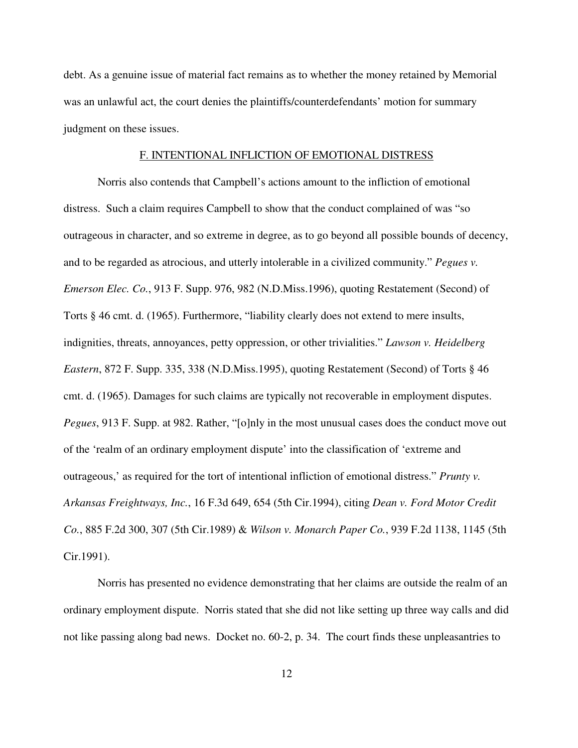debt. As a genuine issue of material fact remains as to whether the money retained by Memorial was an unlawful act, the court denies the plaintiffs/counterdefendants' motion for summary judgment on these issues.

## F. INTENTIONAL INFLICTION OF EMOTIONAL DISTRESS

Norris also contends that Campbell's actions amount to the infliction of emotional distress. Such a claim requires Campbell to show that the conduct complained of was "so outrageous in character, and so extreme in degree, as to go beyond all possible bounds of decency, and to be regarded as atrocious, and utterly intolerable in a civilized community." *Pegues v. Emerson Elec. Co.*, 913 F. Supp. 976, 982 (N.D.Miss.1996), quoting Restatement (Second) of Torts § 46 cmt. d. (1965). Furthermore, "liability clearly does not extend to mere insults, indignities, threats, annoyances, petty oppression, or other trivialities." *Lawson v. Heidelberg Eastern*, 872 F. Supp. 335, 338 (N.D.Miss.1995), quoting Restatement (Second) of Torts § 46 cmt. d. (1965). Damages for such claims are typically not recoverable in employment disputes. *Pegues*, 913 F. Supp. at 982. Rather, "[o]nly in the most unusual cases does the conduct move out of the 'realm of an ordinary employment dispute' into the classification of 'extreme and outrageous,' as required for the tort of intentional infliction of emotional distress." *Prunty v. Arkansas Freightways, Inc.*, 16 F.3d 649, 654 (5th Cir.1994), citing *Dean v. Ford Motor Credit Co.*, 885 F.2d 300, 307 (5th Cir.1989) & *Wilson v. Monarch Paper Co.*, 939 F.2d 1138, 1145 (5th Cir.1991).

Norris has presented no evidence demonstrating that her claims are outside the realm of an ordinary employment dispute. Norris stated that she did not like setting up three way calls and did not like passing along bad news. Docket no. 60-2, p. 34. The court finds these unpleasantries to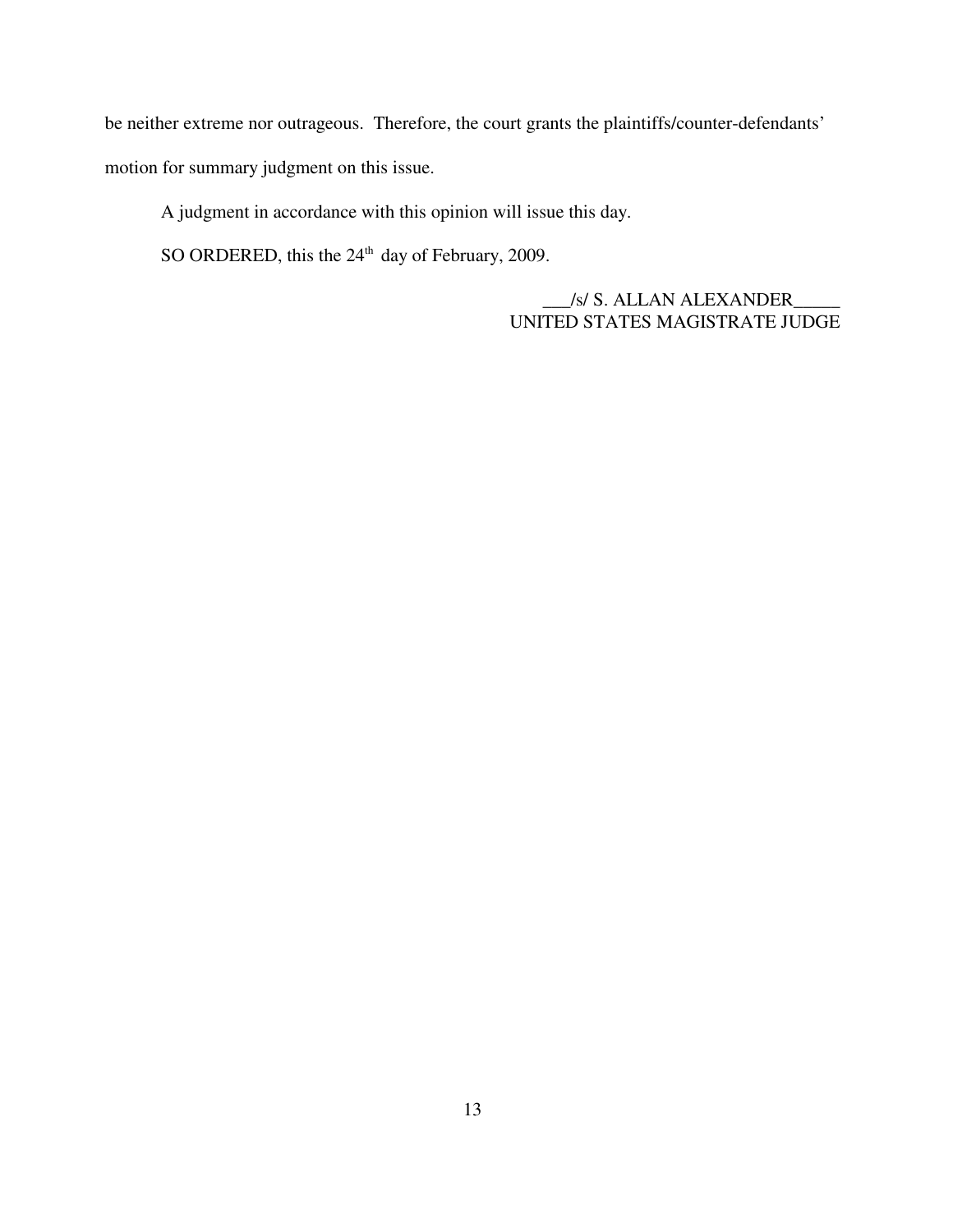be neither extreme nor outrageous. Therefore, the court grants the plaintiffs/counter-defendants' motion for summary judgment on this issue.

A judgment in accordance with this opinion will issue this day.

SO ORDERED, this the 24th day of February, 2009.

___/s/ S. ALLAN ALEXANDER_____
UNITED STATES MAGISTRATE JUDGE